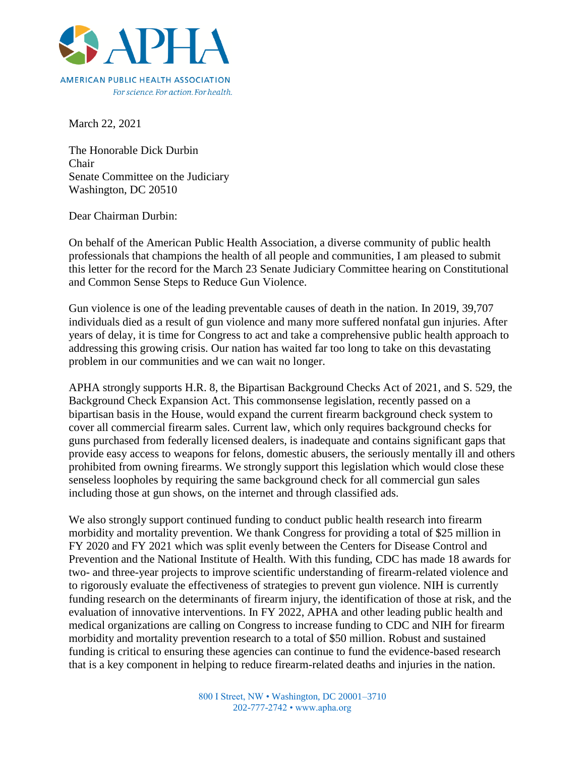AMERICAN PUBLIC HEALTH ASSOCIATION

*For science. For action. For health.*

March 22, 2021

The Honorable Dick Durbin
Chair
Senate Committee on the Judiciary
Washington, DC 20510

Dear Chairman Durbin:

On behalf of the American Public Health Association, a diverse community of public health professionals that champions the health of all people and communities, I am pleased to submit this letter for the record for the March 23 Senate Judiciary Committee hearing on Constitutional and Common Sense Steps to Reduce Gun Violence.

Gun violence is one of the leading preventable causes of death in the nation. In 2019, 39,707 individuals died as a result of gun violence and many more suffered nonfatal gun injuries. After years of delay, it is time for Congress to act and take a comprehensive public health approach to addressing this growing crisis. Our nation has waited far too long to take on this devastating problem in our communities and we can wait no longer.

APHA strongly supports H.R. 8, the Bipartisan Background Checks Act of 2021, and S. 529, the Background Check Expansion Act. This commonsense legislation, recently passed on a bipartisan basis in the House, would expand the current firearm background check system to cover all commercial firearm sales. Current law, which only requires background checks for guns purchased from federally licensed dealers, is inadequate and contains significant gaps that provide easy access to weapons for felons, domestic abusers, the seriously mentally ill and others prohibited from owning firearms. We strongly support this legislation which would close these senseless loopholes by requiring the same background check for all commercial gun sales including those at gun shows, on the internet and through classified ads.

We also strongly support continued funding to conduct public health research into firearm morbidity and mortality prevention. We thank Congress for providing a total of $25 million in FY 2020 and FY 2021 which was split evenly between the Centers for Disease Control and Prevention and the National Institute of Health. With this funding, CDC has made 18 awards for two- and three-year projects to improve scientific understanding of firearm-related violence and to rigorously evaluate the effectiveness of strategies to prevent gun violence. NIH is currently funding research on the determinants of firearm injury, the identification of those at risk, and the evaluation of innovative interventions. In FY 2022, APHA and other leading public health and medical organizations are calling on Congress to increase funding to CDC and NIH for firearm morbidity and mortality prevention research to a total of $50 million. Robust and sustained funding is critical to ensuring these agencies can continue to fund the evidence-based research that is a key component in helping to reduce firearm-related deaths and injuries in the nation.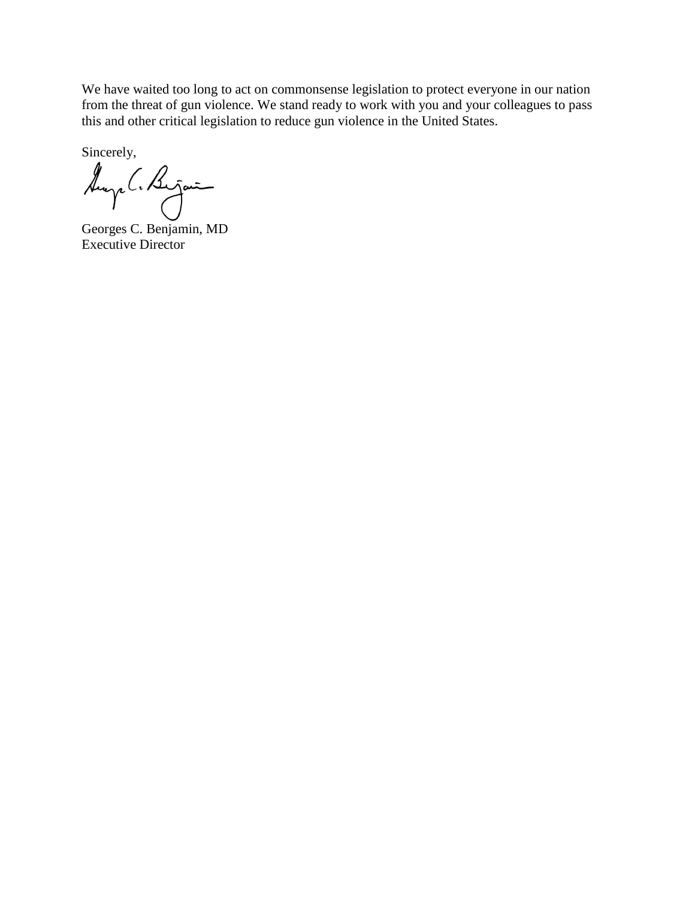We have waited too long to act on commonsense legislation to protect everyone in our nation from the threat of gun violence. We stand ready to work with you and your colleagues to pass this and other critical legislation to reduce gun violence in the United States.

Sincerely,

Georges C. Benjamin, MD
Executive Director